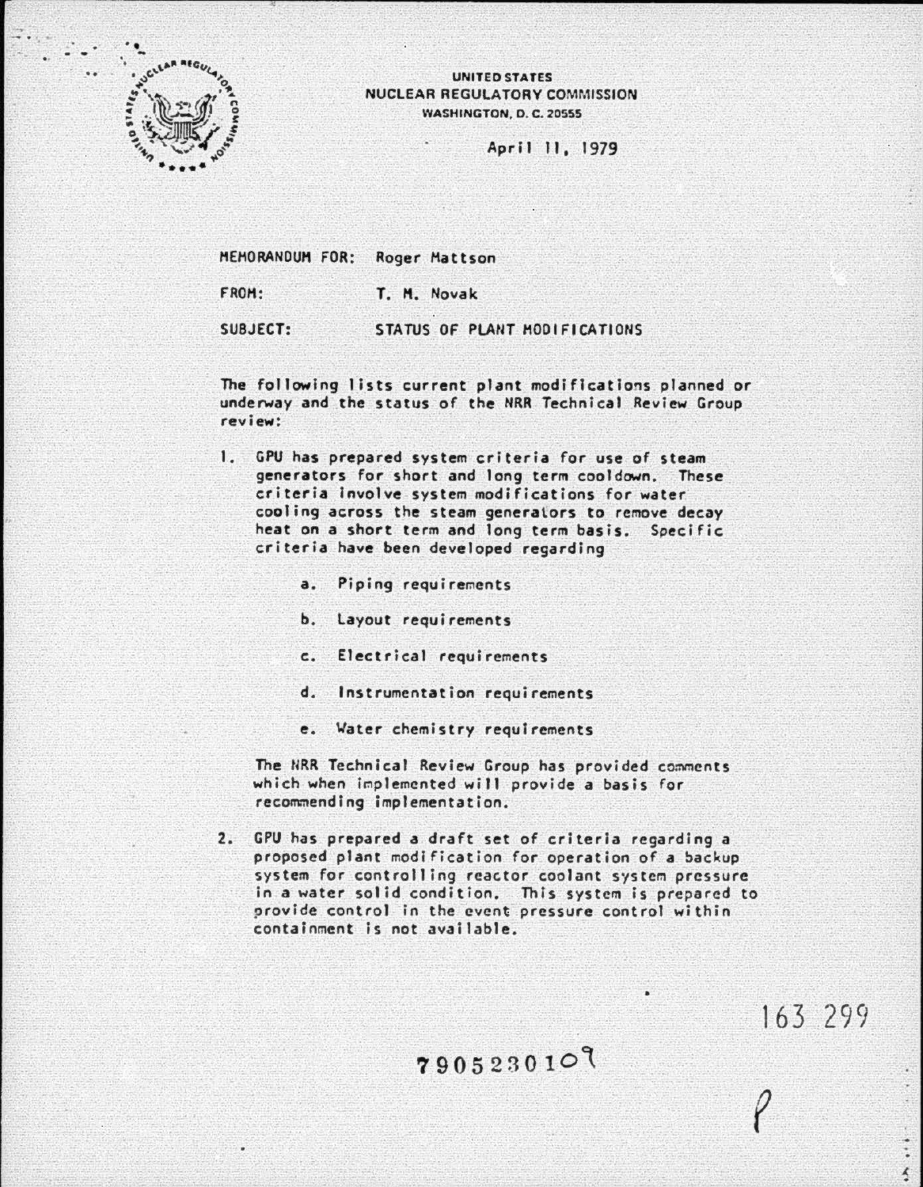UNITED STATES
NUCLEAR REGULATORY COMMISSION
WASHINGTON, D. C. 20555

April 11, 1979

MEMORANDUM FOR: Roger Mattson

FROM: T. M. Novak

SUBJECT: STATUS OF PLANT MODIFICATIONS

The following lists current plant modifications planned or underway and the status of the NRR Technical Review Group review:

1. GPU has prepared system criteria for use of steam generators for short and long term cooldown. These criteria involve system modifications for water cooling across the steam generators to remove decay heat on a short term and long term basis. Specific criteria have been developed regarding

   a. Piping requirements

   b. Layout requirements

   c. Electrical requirements

   d. Instrumentation requirements

   e. Water chemistry requirements

   The NRR Technical Review Group has provided comments which when implemented will provide a basis for recommending implementation.

2. GPU has prepared a draft set of criteria regarding a proposed plant modification for operation of a backup system for controlling reactor coolant system pressure in a water solid condition. This system is prepared to provide control in the event pressure control within containment is not available.

163 299

7905230109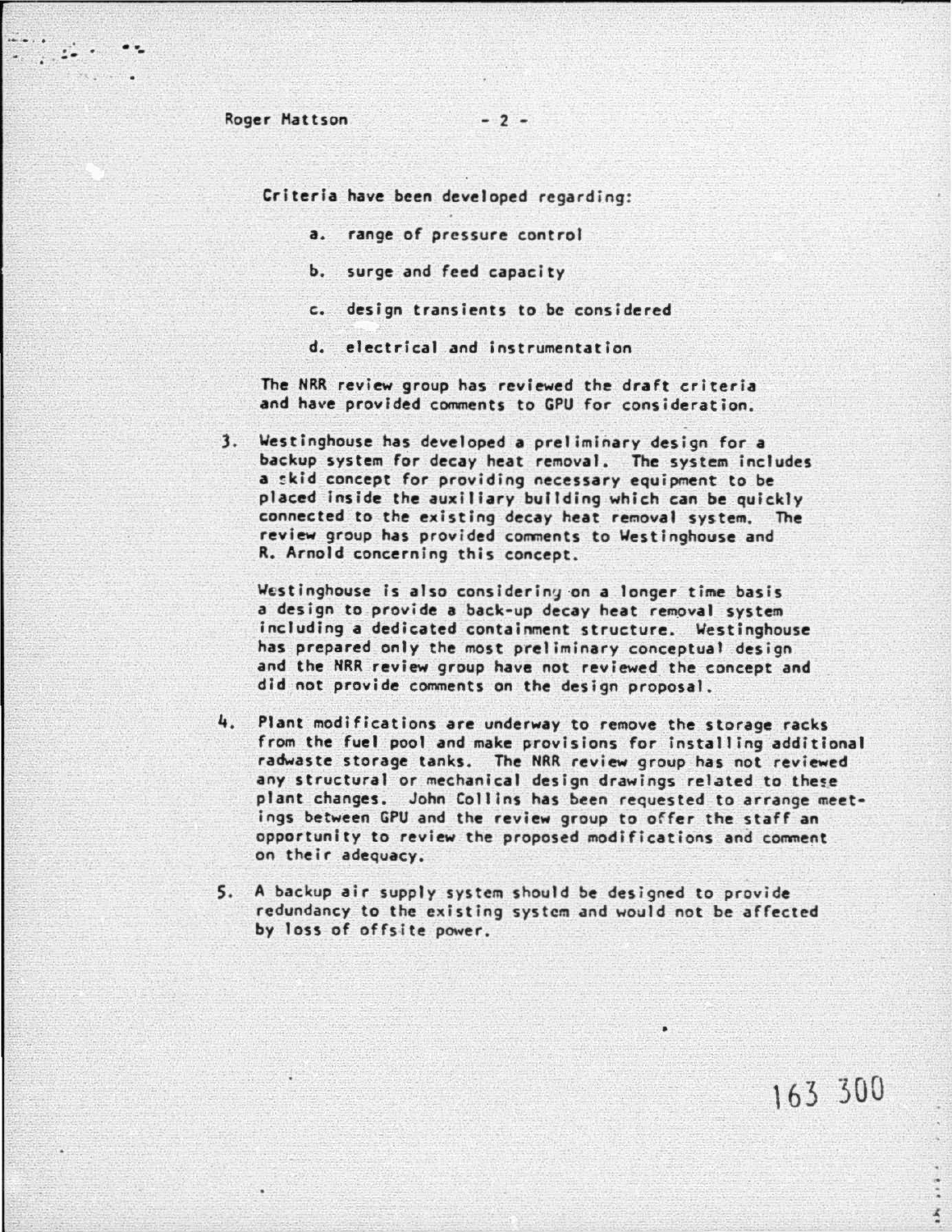Criteria have been developed regarding:

a. range of pressure control

b. surge and feed capacity

c. design transients to be considered

d. electrical and instrumentation

The NRR review group has reviewed the draft criteria and have provided comments to GPU for consideration.

3. Westinghouse has developed a preliminary design for a backup system for decay heat removal. The system includes a skid concept for providing necessary equipment to be placed inside the auxiliary building which can be quickly connected to the existing decay heat removal system. The review group has provided comments to Westinghouse and R. Arnold concerning this concept.

   Westinghouse is also considering on a longer time basis a design to provide a back-up decay heat removal system including a dedicated containment structure. Westinghouse has prepared only the most preliminary conceptual design and the NRR review group have not reviewed the concept and did not provide comments on the design proposal.

4. Plant modifications are underway to remove the storage racks from the fuel pool and make provisions for installing additional radwaste storage tanks. The NRR review group has not reviewed any structural or mechanical design drawings related to these plant changes. John Collins has been requested to arrange meetings between GPU and the review group to offer the staff an opportunity to review the proposed modifications and comment on their adequacy.

5. A backup air supply system should be designed to provide redundancy to the existing system and would not be affected by loss of offsite power.

163 300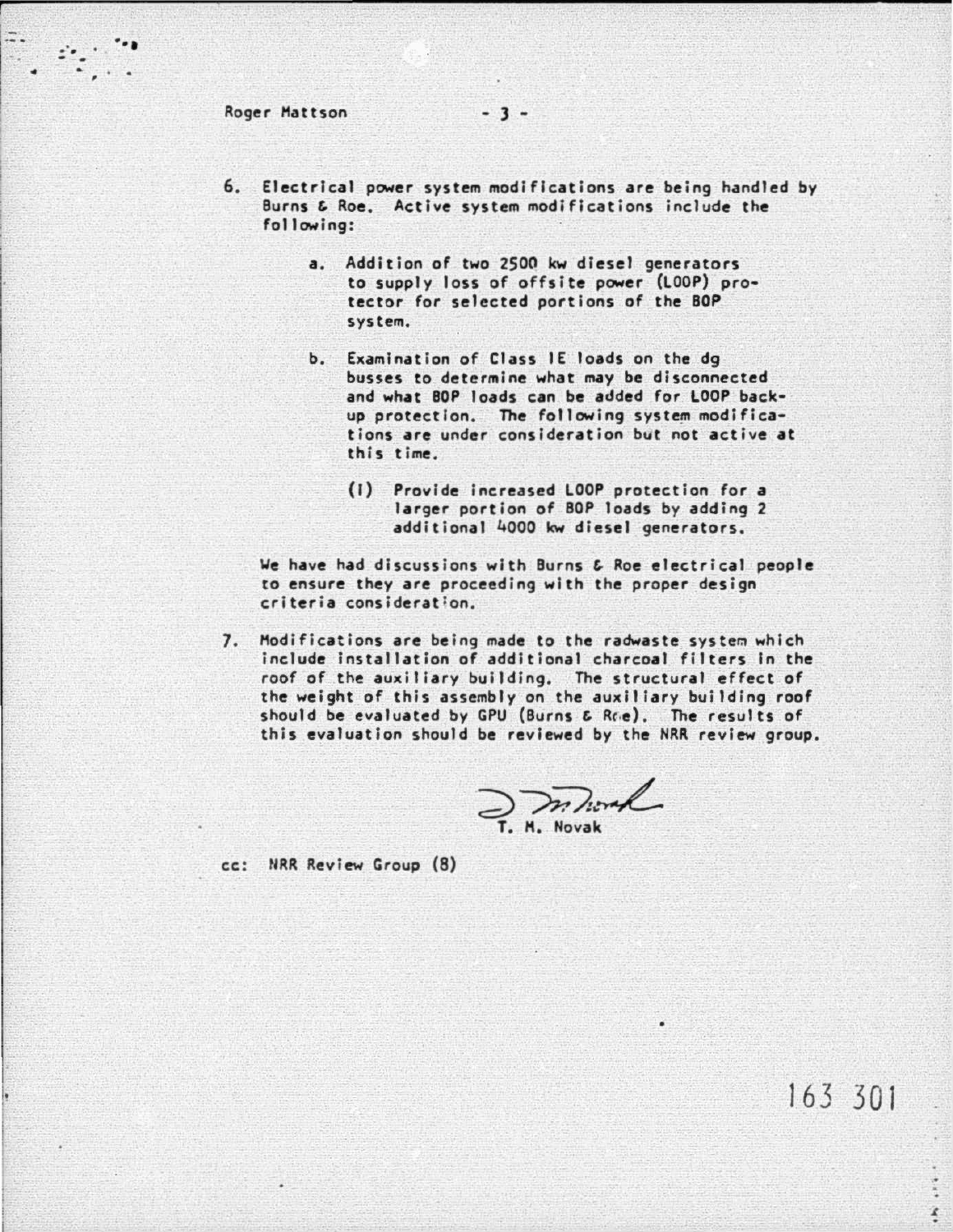6. Electrical power system modifications are being handled by Burns & Roe. Active system modifications include the following:

   a. Addition of two 2500 kw diesel generators to supply loss of offsite power (LOOP) protector for selected portions of the BOP system.

   b. Examination of Class IE loads on the dg busses to determine what may be disconnected and what BOP loads can be added for LOOP back-up protection. The following system modifications are under consideration but not active at this time.

      (1) Provide increased LOOP protection for a larger portion of BOP loads by adding 2 additional 4000 kw diesel generators.

   We have had discussions with Burns & Roe electrical people to ensure they are proceeding with the proper design criteria consideration.

7. Modifications are being made to the radwaste system which include installation of additional charcoal filters in the roof of the auxiliary building. The structural effect of the weight of this assembly on the auxiliary building roof should be evaluated by GPU (Burns & Roe). The results of this evaluation should be reviewed by the NRR review group.

T. M. Novak

cc: NRR Review Group (8)

163 301